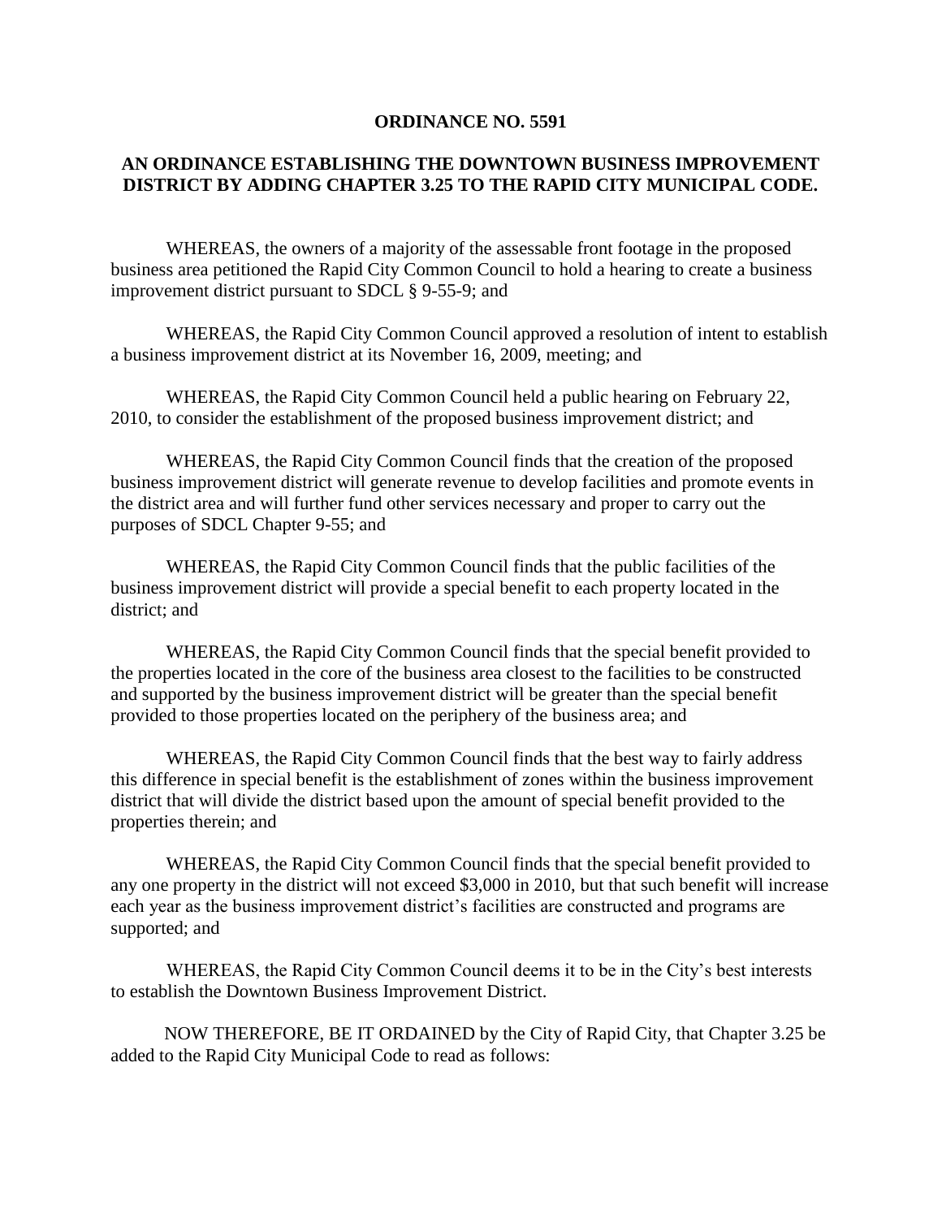**ORDINANCE NO. 5591**

**AN ORDINANCE ESTABLISHING THE DOWNTOWN BUSINESS IMPROVEMENT DISTRICT BY ADDING CHAPTER 3.25 TO THE RAPID CITY MUNICIPAL CODE.**

WHEREAS, the owners of a majority of the assessable front footage in the proposed business area petitioned the Rapid City Common Council to hold a hearing to create a business improvement district pursuant to SDCL § 9-55-9; and

WHEREAS, the Rapid City Common Council approved a resolution of intent to establish a business improvement district at its November 16, 2009, meeting; and

WHEREAS, the Rapid City Common Council held a public hearing on February 22, 2010, to consider the establishment of the proposed business improvement district; and

WHEREAS, the Rapid City Common Council finds that the creation of the proposed business improvement district will generate revenue to develop facilities and promote events in the district area and will further fund other services necessary and proper to carry out the purposes of SDCL Chapter 9-55; and

WHEREAS, the Rapid City Common Council finds that the public facilities of the business improvement district will provide a special benefit to each property located in the district; and

WHEREAS, the Rapid City Common Council finds that the special benefit provided to the properties located in the core of the business area closest to the facilities to be constructed and supported by the business improvement district will be greater than the special benefit provided to those properties located on the periphery of the business area; and

WHEREAS, the Rapid City Common Council finds that the best way to fairly address this difference in special benefit is the establishment of zones within the business improvement district that will divide the district based upon the amount of special benefit provided to the properties therein; and

WHEREAS, the Rapid City Common Council finds that the special benefit provided to any one property in the district will not exceed $3,000 in 2010, but that such benefit will increase each year as the business improvement district's facilities are constructed and programs are supported; and

WHEREAS, the Rapid City Common Council deems it to be in the City's best interests to establish the Downtown Business Improvement District.

NOW THEREFORE, BE IT ORDAINED by the City of Rapid City, that Chapter 3.25 be added to the Rapid City Municipal Code to read as follows: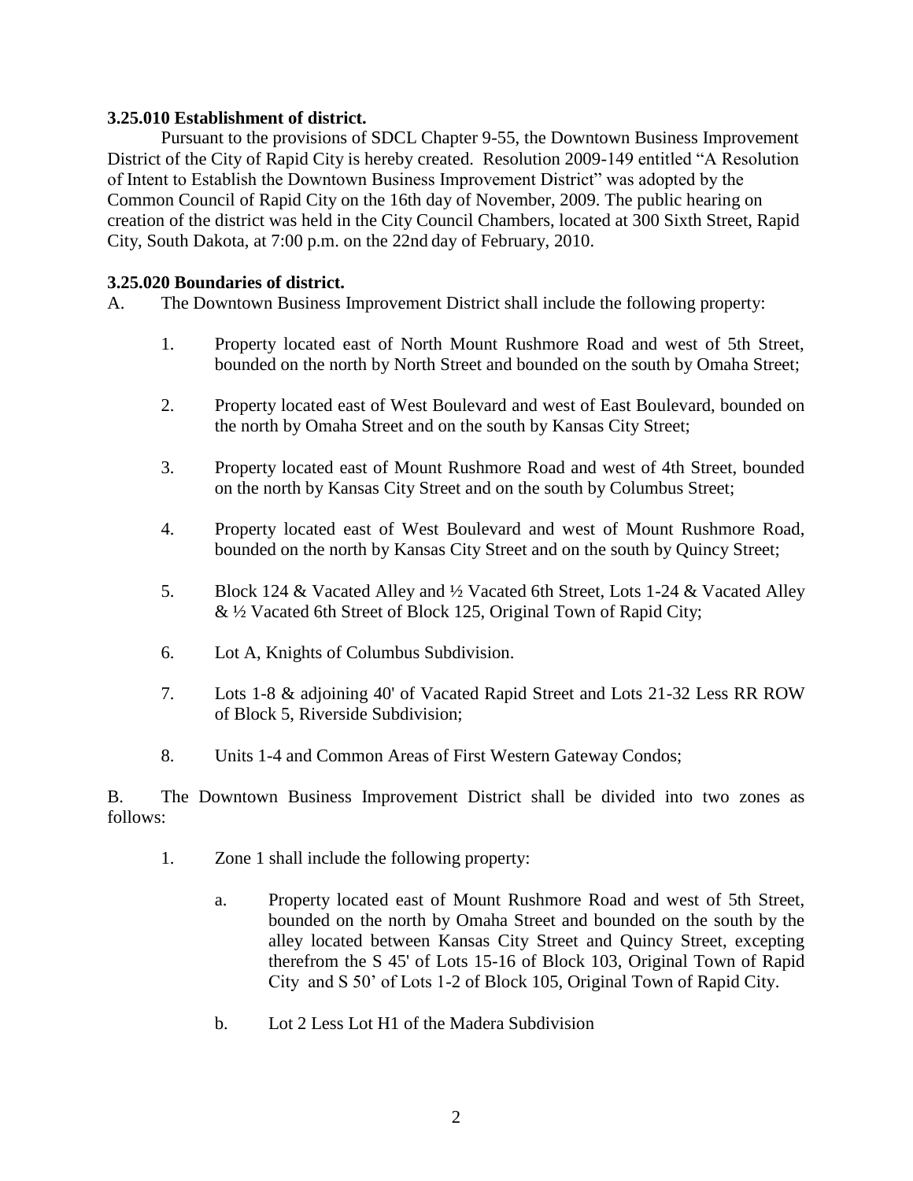**3.25.010 Establishment of district.**

Pursuant to the provisions of SDCL Chapter 9-55, the Downtown Business Improvement District of the City of Rapid City is hereby created. Resolution 2009-149 entitled "A Resolution of Intent to Establish the Downtown Business Improvement District" was adopted by the Common Council of Rapid City on the 16th day of November, 2009. The public hearing on creation of the district was held in the City Council Chambers, located at 300 Sixth Street, Rapid City, South Dakota, at 7:00 p.m. on the 22nd day of February, 2010.

**3.25.020 Boundaries of district.**

A. The Downtown Business Improvement District shall include the following property:

1. Property located east of North Mount Rushmore Road and west of 5th Street, bounded on the north by North Street and bounded on the south by Omaha Street;

2. Property located east of West Boulevard and west of East Boulevard, bounded on the north by Omaha Street and on the south by Kansas City Street;

3. Property located east of Mount Rushmore Road and west of 4th Street, bounded on the north by Kansas City Street and on the south by Columbus Street;

4. Property located east of West Boulevard and west of Mount Rushmore Road, bounded on the north by Kansas City Street and on the south by Quincy Street;

5. Block 124 & Vacated Alley and ½ Vacated 6th Street, Lots 1-24 & Vacated Alley & ½ Vacated 6th Street of Block 125, Original Town of Rapid City;

6. Lot A, Knights of Columbus Subdivision.

7. Lots 1-8 & adjoining 40' of Vacated Rapid Street and Lots 21-32 Less RR ROW of Block 5, Riverside Subdivision;

8. Units 1-4 and Common Areas of First Western Gateway Condos;

B. The Downtown Business Improvement District shall be divided into two zones as follows:

1. Zone 1 shall include the following property:

   a. Property located east of Mount Rushmore Road and west of 5th Street, bounded on the north by Omaha Street and bounded on the south by the alley located between Kansas City Street and Quincy Street, excepting therefrom the S 45' of Lots 15-16 of Block 103, Original Town of Rapid City and S 50' of Lots 1-2 of Block 105, Original Town of Rapid City.

   b. Lot 2 Less Lot H1 of the Madera Subdivision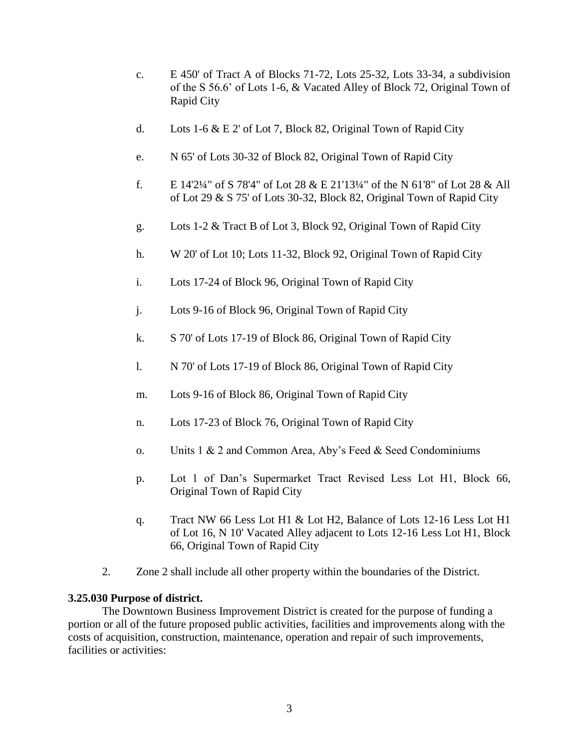c. E 450' of Tract A of Blocks 71-72, Lots 25-32, Lots 33-34, a subdivision of the S 56.6’ of Lots 1-6, & Vacated Alley of Block 72, Original Town of Rapid City

d. Lots 1-6 & E 2' of Lot 7, Block 82, Original Town of Rapid City

e. N 65' of Lots 30-32 of Block 82, Original Town of Rapid City

f. E 14'2¼" of S 78'4" of Lot 28 & E 21'13¼" of the N 61'8" of Lot 28 & All of Lot 29 & S 75' of Lots 30-32, Block 82, Original Town of Rapid City

g. Lots 1-2 & Tract B of Lot 3, Block 92, Original Town of Rapid City

h. W 20' of Lot 10; Lots 11-32, Block 92, Original Town of Rapid City

i. Lots 17-24 of Block 96, Original Town of Rapid City

j. Lots 9-16 of Block 96, Original Town of Rapid City

k. S 70' of Lots 17-19 of Block 86, Original Town of Rapid City

l. N 70' of Lots 17-19 of Block 86, Original Town of Rapid City

m. Lots 9-16 of Block 86, Original Town of Rapid City

n. Lots 17-23 of Block 76, Original Town of Rapid City

o. Units 1 & 2 and Common Area, Aby’s Feed & Seed Condominiums

p. Lot 1 of Dan’s Supermarket Tract Revised Less Lot H1, Block 66, Original Town of Rapid City

q. Tract NW 66 Less Lot H1 & Lot H2, Balance of Lots 12-16 Less Lot H1 of Lot 16, N 10' Vacated Alley adjacent to Lots 12-16 Less Lot H1, Block 66, Original Town of Rapid City

2. Zone 2 shall include all other property within the boundaries of the District.

**3.25.030 Purpose of district.**

The Downtown Business Improvement District is created for the purpose of funding a portion or all of the future proposed public activities, facilities and improvements along with the costs of acquisition, construction, maintenance, operation and repair of such improvements, facilities or activities: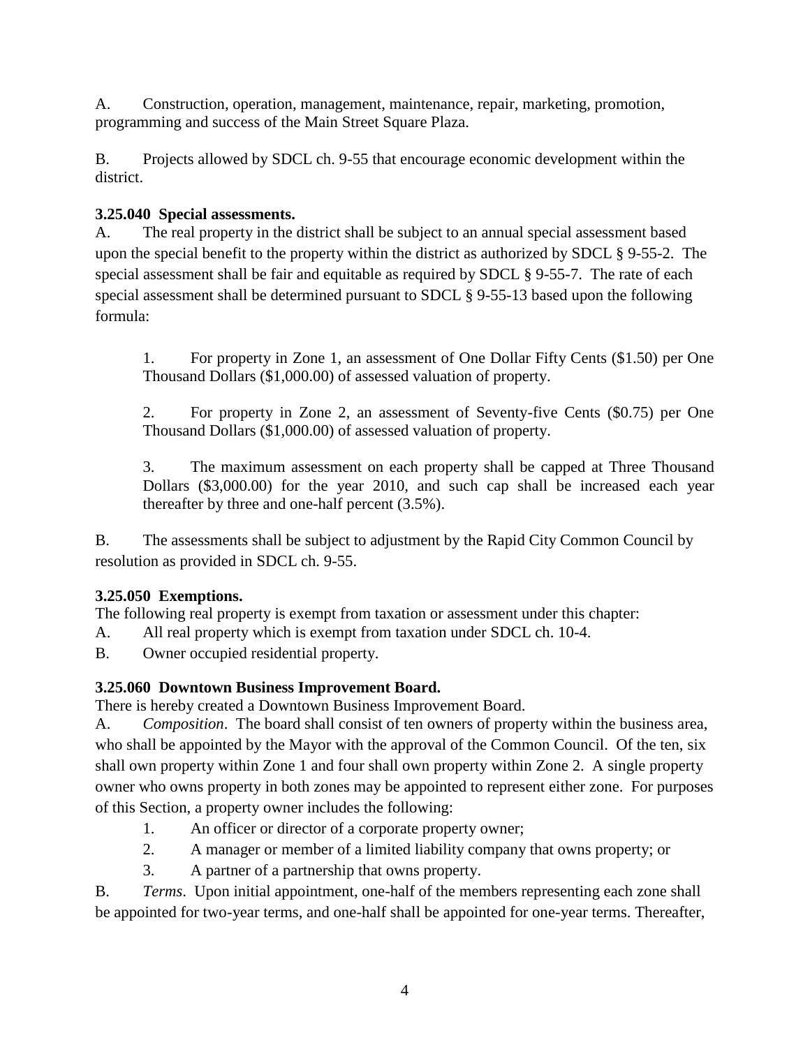A. Construction, operation, management, maintenance, repair, marketing, promotion, programming and success of the Main Street Square Plaza.

B. Projects allowed by SDCL ch. 9-55 that encourage economic development within the district.

**3.25.040 Special assessments.**

A. The real property in the district shall be subject to an annual special assessment based upon the special benefit to the property within the district as authorized by SDCL § 9-55-2. The special assessment shall be fair and equitable as required by SDCL § 9-55-7. The rate of each special assessment shall be determined pursuant to SDCL § 9-55-13 based upon the following formula:

> 1. For property in Zone 1, an assessment of One Dollar Fifty Cents ($1.50) per One Thousand Dollars ($1,000.00) of assessed valuation of property.
>
> 2. For property in Zone 2, an assessment of Seventy-five Cents ($0.75) per One Thousand Dollars ($1,000.00) of assessed valuation of property.
>
> 3. The maximum assessment on each property shall be capped at Three Thousand Dollars ($3,000.00) for the year 2010, and such cap shall be increased each year thereafter by three and one-half percent (3.5%).

B. The assessments shall be subject to adjustment by the Rapid City Common Council by resolution as provided in SDCL ch. 9-55.

**3.25.050 Exemptions.**

The following real property is exempt from taxation or assessment under this chapter:

A. All real property which is exempt from taxation under SDCL ch. 10-4.

B. Owner occupied residential property.

**3.25.060 Downtown Business Improvement Board.**

There is hereby created a Downtown Business Improvement Board.

A. *Composition*. The board shall consist of ten owners of property within the business area, who shall be appointed by the Mayor with the approval of the Common Council. Of the ten, six shall own property within Zone 1 and four shall own property within Zone 2. A single property owner who owns property in both zones may be appointed to represent either zone. For purposes of this Section, a property owner includes the following:

> 1. An officer or director of a corporate property owner;
> 2. A manager or member of a limited liability company that owns property; or
> 3. A partner of a partnership that owns property.

B. *Terms*. Upon initial appointment, one-half of the members representing each zone shall be appointed for two-year terms, and one-half shall be appointed for one-year terms. Thereafter,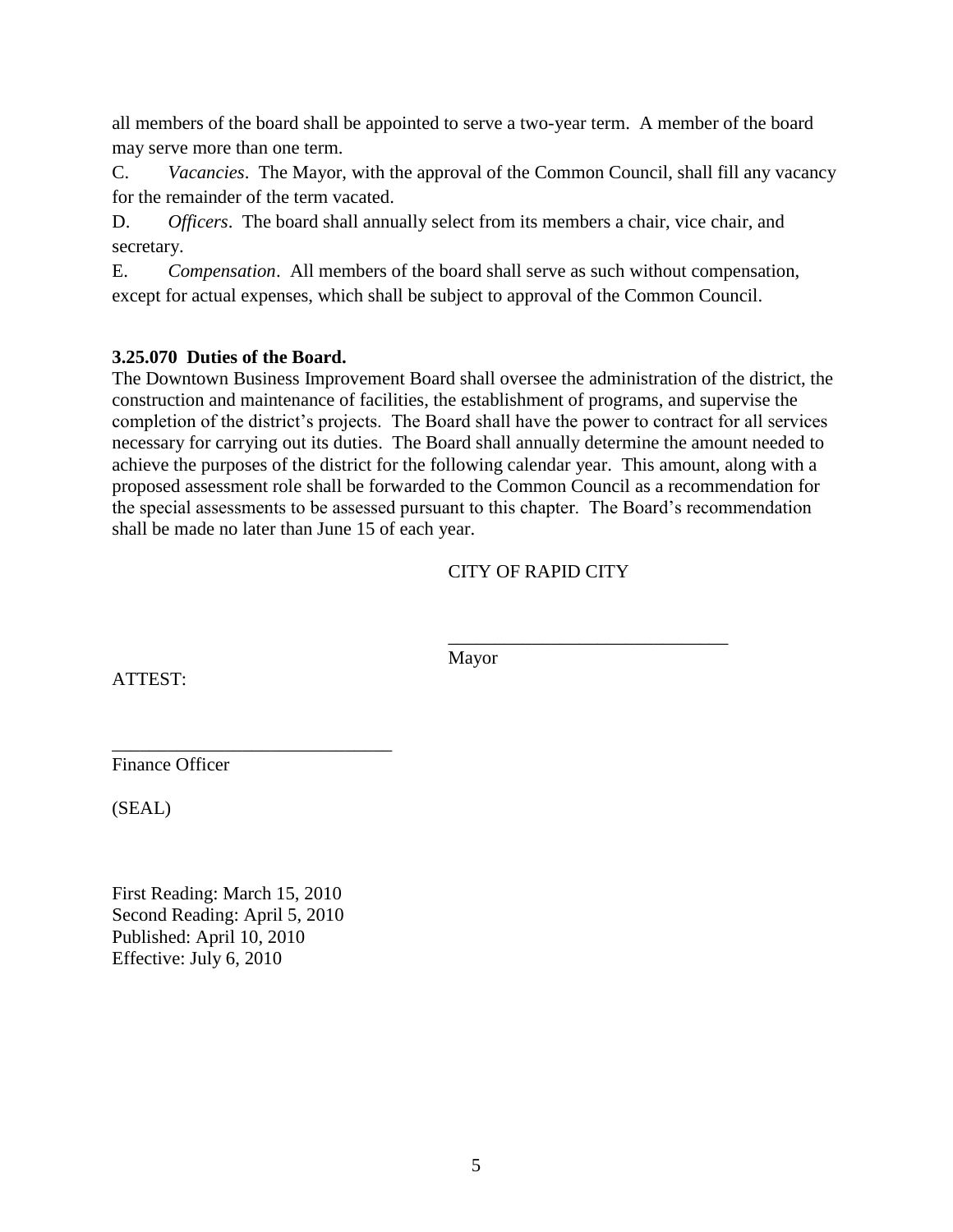all members of the board shall be appointed to serve a two-year term. A member of the board may serve more than one term.

C. *Vacancies*. The Mayor, with the approval of the Common Council, shall fill any vacancy for the remainder of the term vacated.

D. *Officers*. The board shall annually select from its members a chair, vice chair, and secretary.

E. *Compensation*. All members of the board shall serve as such without compensation, except for actual expenses, which shall be subject to approval of the Common Council.

**3.25.070 Duties of the Board.**

The Downtown Business Improvement Board shall oversee the administration of the district, the construction and maintenance of facilities, the establishment of programs, and supervise the completion of the district's projects. The Board shall have the power to contract for all services necessary for carrying out its duties. The Board shall annually determine the amount needed to achieve the purposes of the district for the following calendar year. This amount, along with a proposed assessment role shall be forwarded to the Common Council as a recommendation for the special assessments to be assessed pursuant to this chapter. The Board's recommendation shall be made no later than June 15 of each year.

CITY OF RAPID CITY

______________________________
Mayor

ATTEST:

______________________________
Finance Officer

(SEAL)

First Reading: March 15, 2010
Second Reading: April 5, 2010
Published: April 10, 2010
Effective: July 6, 2010